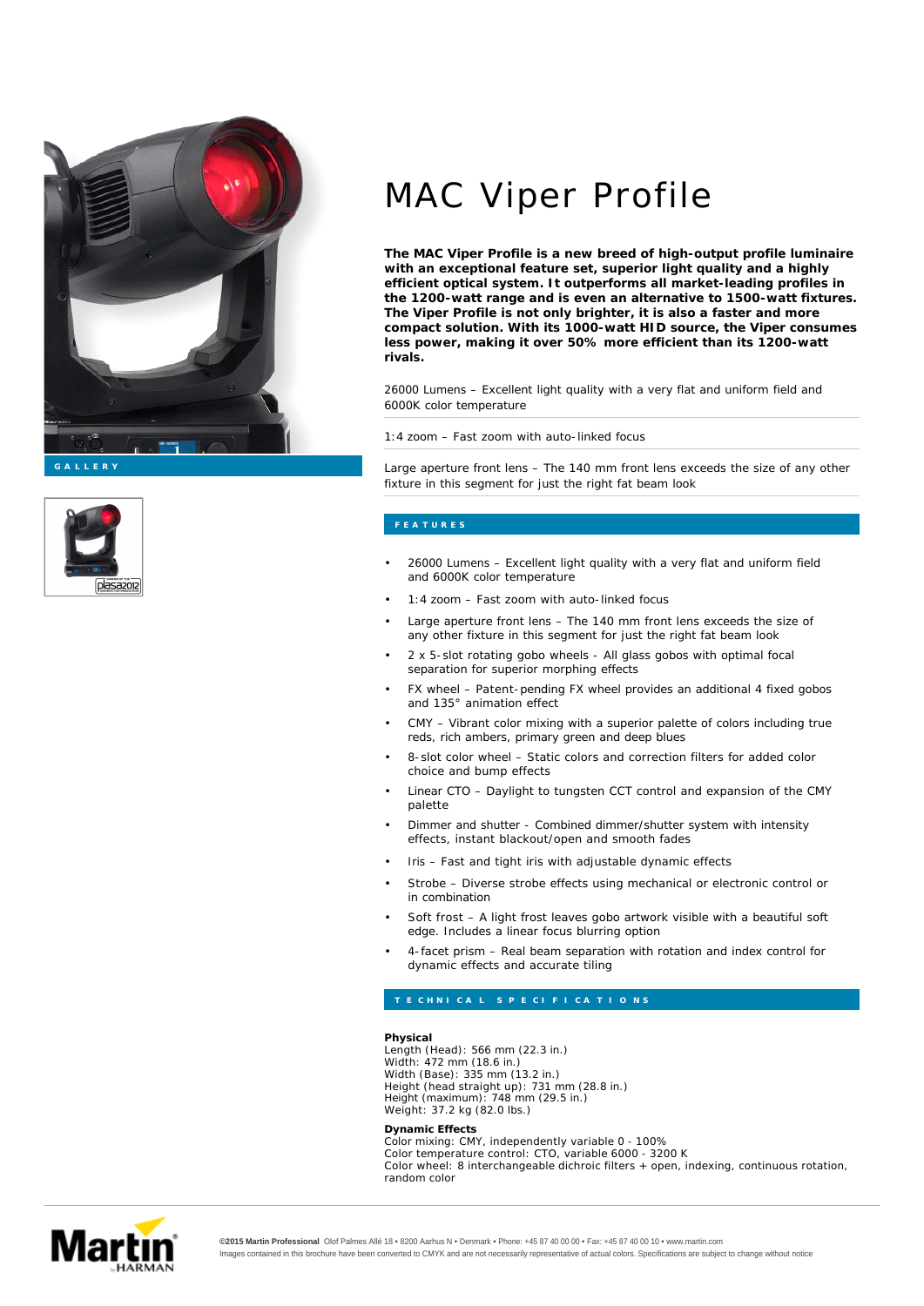# MAC Viper Profile

GALLERY

**The MAC Viper Profile is a new breed of high-output profile luminaire with an exceptional feature set, superior light quality and a highly efficient optical system. It outperforms all market-leading profiles in the 1200-watt range and is even an alternative to 1500-watt fixtures. The Viper Profile is not only brighter, it is also a faster and more compact solution. With its 1000-watt HID source, the Viper consumes less power, making it over 50% more efficient than its 1200-watt rivals.**

26000 Lumens – Excellent light quality with a very flat and uniform field and 6000K color temperature

1:4 zoom – Fast zoom with auto-linked focus

Large aperture front lens – The 140 mm front lens exceeds the size of any other fixture in this segment for just the right fat beam look

## FEATURES

- 26000 Lumens – Excellent light quality with a very flat and uniform field and 6000K color temperature
- 1:4 zoom – Fast zoom with auto-linked focus
- Large aperture front lens – The 140 mm front lens exceeds the size of any other fixture in this segment for just the right fat beam look
- 2 x 5-slot rotating gobo wheels - All glass gobos with optimal focal separation for superior morphing effects
- FX wheel – Patent-pending FX wheel provides an additional 4 fixed gobos and 135° animation effect
- CMY – Vibrant color mixing with a superior palette of colors including true reds, rich ambers, primary green and deep blues
- 8-slot color wheel – Static colors and correction filters for added color choice and bump effects
- Linear CTO – Daylight to tungsten CCT control and expansion of the CMY palette
- Dimmer and shutter - Combined dimmer/shutter system with intensity effects, instant blackout/open and smooth fades
- Iris – Fast and tight iris with adjustable dynamic effects
- Strobe – Diverse strobe effects using mechanical or electronic control or in combination
- Soft frost – A light frost leaves gobo artwork visible with a beautiful soft edge. Includes a linear focus blurring option
- 4-facet prism – Real beam separation with rotation and index control for dynamic effects and accurate tiling

## TECHNICAL SPECIFICATIONS

**Physical**
Length (Head): 566 mm (22.3 in.)
Width: 472 mm (18.6 in.)
Width (Base): 335 mm (13.2 in.)
Height (head straight up): 731 mm (28.8 in.)
Height (maximum): 748 mm (29.5 in.)
Weight: 37.2 kg (82.0 lbs.)

**Dynamic Effects**
Color mixing: CMY, independently variable 0 - 100%
Color temperature control: CTO, variable 6000 - 3200 K
Color wheel: 8 interchangeable dichroic filters + open, indexing, continuous rotation, random color

**©2015 Martin Professional** Olof Palmes Allé 18 • 8200 Aarhus N • Denmark • Phone: +45 87 40 00 00 • Fax: +45 87 40 00 10 • www.martin.com
Images contained in this brochure have been converted to CMYK and are not necessarily representative of actual colors. Specifications are subject to change without notice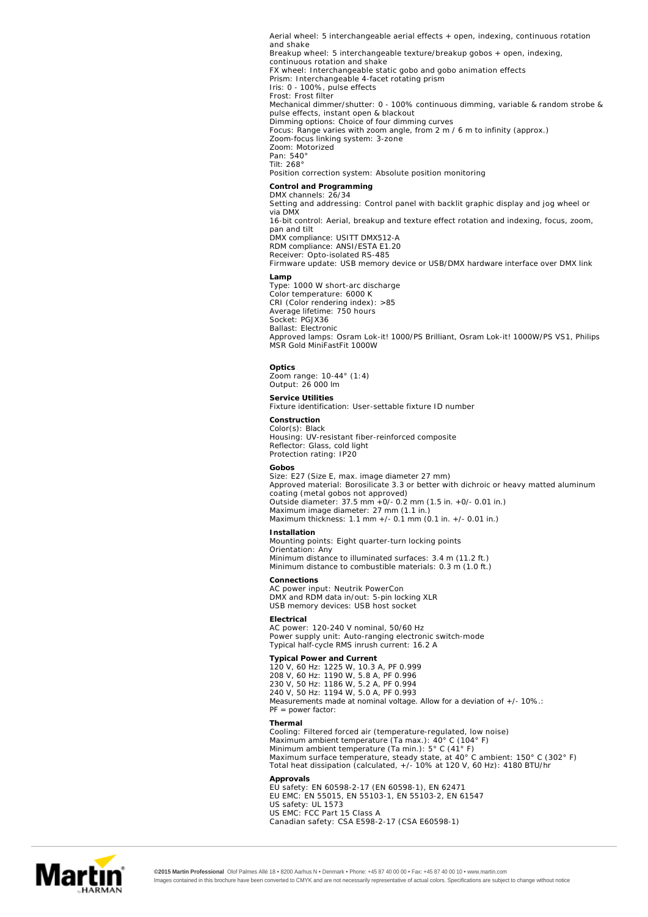Aerial wheel: 5 interchangeable aerial effects + open, indexing, continuous rotation and shake
Breakup wheel: 5 interchangeable texture/breakup gobos + open, indexing, continuous rotation and shake
FX wheel: Interchangeable static gobo and gobo animation effects
Prism: Interchangeable 4-facet rotating prism
Iris: 0 - 100%, pulse effects
Frost: Frost filter
Mechanical dimmer/shutter: 0 - 100% continuous dimming, variable & random strobe & pulse effects, instant open & blackout
Dimming options: Choice of four dimming curves
Focus: Range varies with zoom angle, from 2 m / 6 m to infinity (approx.)
Zoom-focus linking system: 3-zone
Zoom: Motorized
Pan: 540°
Tilt: 268°
Position correction system: Absolute position monitoring

**Control and Programming**
DMX channels: 26/34
Setting and addressing: Control panel with backlit graphic display and jog wheel or via DMX
16-bit control: Aerial, breakup and texture effect rotation and indexing, focus, zoom, pan and tilt
DMX compliance: USITT DMX512-A
RDM compliance: ANSI/ESTA E1.20
Receiver: Opto-isolated RS-485
Firmware update: USB memory device or USB/DMX hardware interface over DMX link

**Lamp**
Type: 1000 W short-arc discharge
Color temperature: 6000 K
CRI (Color rendering index): >85
Average lifetime: 750 hours
Socket: PGJX36
Ballast: Electronic
Approved lamps: Osram Lok-it! 1000/PS Brilliant, Osram Lok-it! 1000W/PS VS1, Philips MSR Gold MiniFastFit 1000W

**Optics**
Zoom range: 10-44° (1:4)
Output: 26 000 lm

**Service Utilities**
Fixture identification: User-settable fixture ID number

**Construction**
Color(s): Black
Housing: UV-resistant fiber-reinforced composite
Reflector: Glass, cold light
Protection rating: IP20

**Gobos**
Size: E27 (Size E, max. image diameter 27 mm)
Approved material: Borosilicate 3.3 or better with dichroic or heavy matted aluminum coating (metal gobos not approved)
Outside diameter: 37.5 mm +0/- 0.2 mm (1.5 in. +0/- 0.01 in.)
Maximum image diameter: 27 mm (1.1 in.)
Maximum thickness: 1.1 mm +/- 0.1 mm (0.1 in. +/- 0.01 in.)

**Installation**
Mounting points: Eight quarter-turn locking points
Orientation: Any
Minimum distance to illuminated surfaces: 3.4 m (11.2 ft.)
Minimum distance to combustible materials: 0.3 m (1.0 ft.)

**Connections**
AC power input: Neutrik PowerCon
DMX and RDM data in/out: 5-pin locking XLR
USB memory devices: USB host socket

**Electrical**
AC power: 120-240 V nominal, 50/60 Hz
Power supply unit: Auto-ranging electronic switch-mode
Typical half-cycle RMS inrush current: 16.2 A

**Typical Power and Current**
120 V, 60 Hz: 1225 W, 10.3 A, PF 0.999
208 V, 60 Hz: 1190 W, 5.8 A, PF 0.996
230 V, 50 Hz: 1186 W, 5.2 A, PF 0.994
240 V, 50 Hz: 1194 W, 5.0 A, PF 0.993
Measurements made at nominal voltage. Allow for a deviation of +/- 10%.:
PF = power factor:

**Thermal**
Cooling: Filtered forced air (temperature-regulated, low noise)
Maximum ambient temperature (Ta max.): 40° C (104° F)
Minimum ambient temperature (Ta min.): 5° C (41° F)
Maximum surface temperature, steady state, at 40° C ambient: 150° C (302° F)
Total heat dissipation (calculated, +/- 10% at 120 V, 60 Hz): 4180 BTU/hr

**Approvals**
EU safety: EN 60598-2-17 (EN 60598-1), EN 62471
EU EMC: EN 55015, EN 55103-1, EN 55103-2, EN 61547
US safety: UL 1573
US EMC: FCC Part 15 Class A
Canadian safety: CSA E598-2-17 (CSA E60598-1)

**©2015 Martin Professional** Olof Palmes Allé 18 • 8200 Aarhus N • Denmark • Phone: +45 87 40 00 00 • Fax: +45 87 40 00 10 • www.martin.com
Images contained in this brochure have been converted to CMYK and are not necessarily representative of actual colors. Specifications are subject to change without notice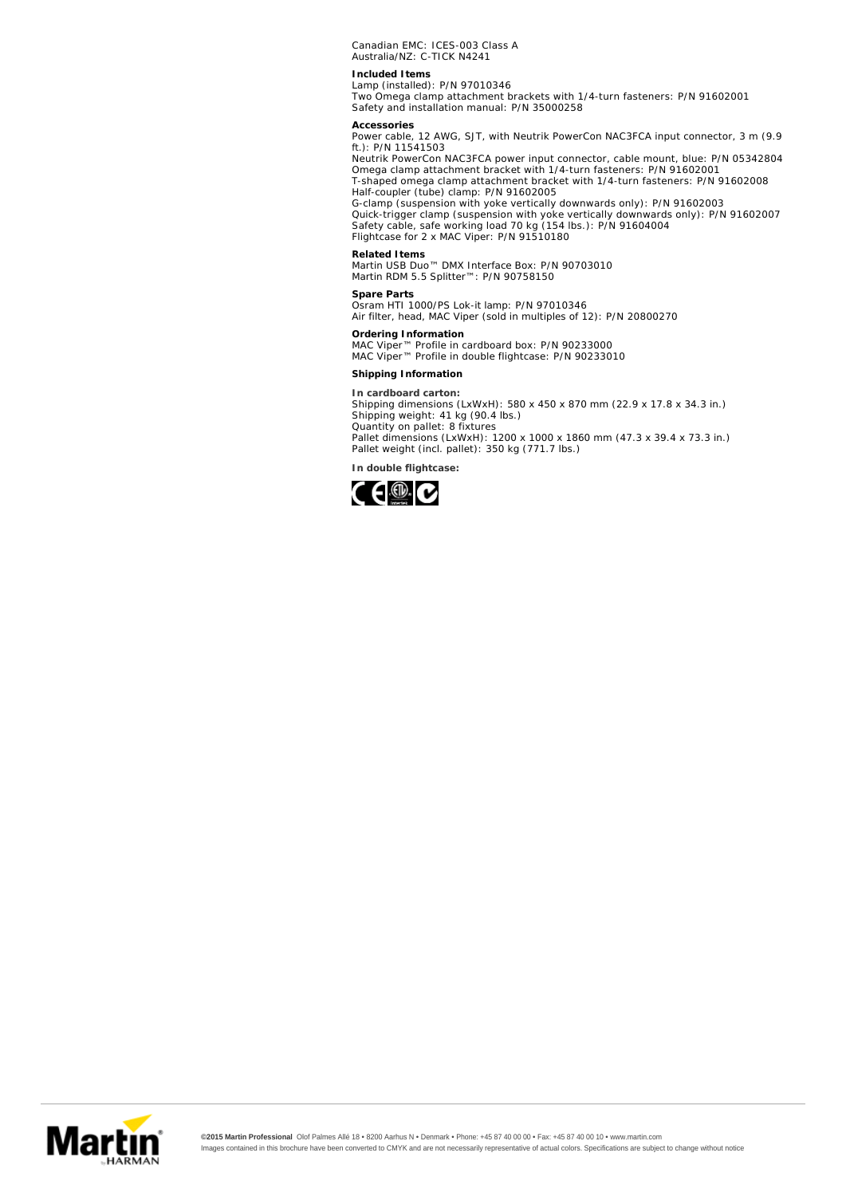Canadian EMC: ICES-003 Class A
Australia/NZ: C-TICK N4241

**Included Items**

Lamp (installed): P/N 97010346
Two Omega clamp attachment brackets with 1/4-turn fasteners: P/N 91602001
Safety and installation manual: P/N 35000258

**Accessories**

Power cable, 12 AWG, SJT, with Neutrik PowerCon NAC3FCA input connector, 3 m (9.9 ft.): P/N 11541503
Neutrik PowerCon NAC3FCA power input connector, cable mount, blue: P/N 05342804
Omega clamp attachment bracket with 1/4-turn fasteners: P/N 91602001
T-shaped omega clamp attachment bracket with 1/4-turn fasteners: P/N 91602008
Half-coupler (tube) clamp: P/N 91602005
G-clamp (suspension with yoke vertically downwards only): P/N 91602003
Quick-trigger clamp (suspension with yoke vertically downwards only): P/N 91602007
Safety cable, safe working load 70 kg (154 lbs.): P/N 91604004
Flightcase for 2 x MAC Viper: P/N 91510180

**Related Items**

Martin USB Duo™ DMX Interface Box: P/N 90703010
Martin RDM 5.5 Splitter™: P/N 90758150

**Spare Parts**

Osram HTI 1000/PS Lok-it lamp: P/N 97010346
Air filter, head, MAC Viper (sold in multiples of 12): P/N 20800270

**Ordering Information**

MAC Viper™ Profile in cardboard box: P/N 90233000
MAC Viper™ Profile in double flightcase: P/N 90233010

**Shipping Information**

**In cardboard carton:**

Shipping dimensions (LxWxH): 580 x 450 x 870 mm (22.9 x 17.8 x 34.3 in.)
Shipping weight: 41 kg (90.4 lbs.)
Quantity on pallet: 8 fixtures
Pallet dimensions (LxWxH): 1200 x 1000 x 1860 mm (47.3 x 39.4 x 73.3 in.)
Pallet weight (incl. pallet): 350 kg (771.7 lbs.)

**In double flightcase:**

**©2015 Martin Professional** Olof Palmes Allé 18 • 8200 Aarhus N • Denmark • Phone: +45 87 40 00 00 • Fax: +45 87 40 00 10 • www.martin.com
Images contained in this brochure have been converted to CMYK and are not necessarily representative of actual colors. Specifications are subject to change without notice